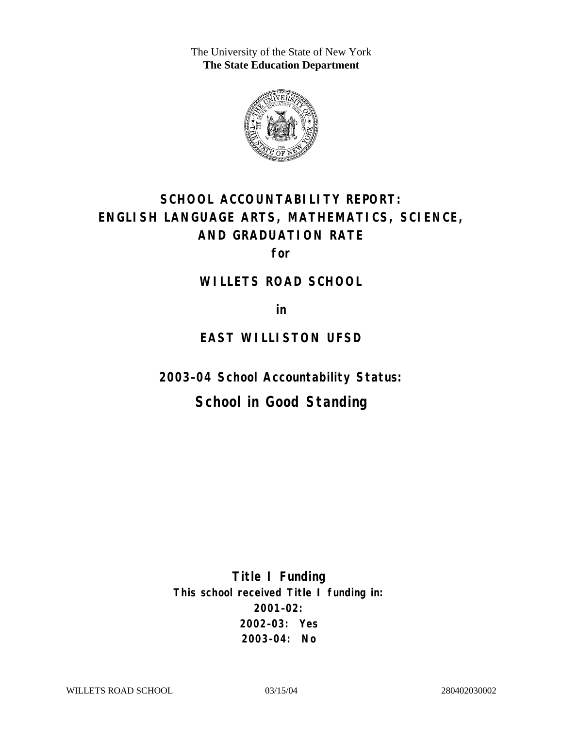The University of the State of New York
**The State Education Department**

# SCHOOL ACCOUNTABILITY REPORT: ENGLISH LANGUAGE ARTS, MATHEMATICS, SCIENCE, AND GRADUATION RATE

**for**

## WILLETS ROAD SCHOOL

**in**

## EAST WILLISTON UFSD

### 2003–04 School Accountability Status:

## School in Good Standing

**Title I Funding**
**This school received Title I funding in:**
**2001–02:**
**2002–03: Yes**
**2003–04: No**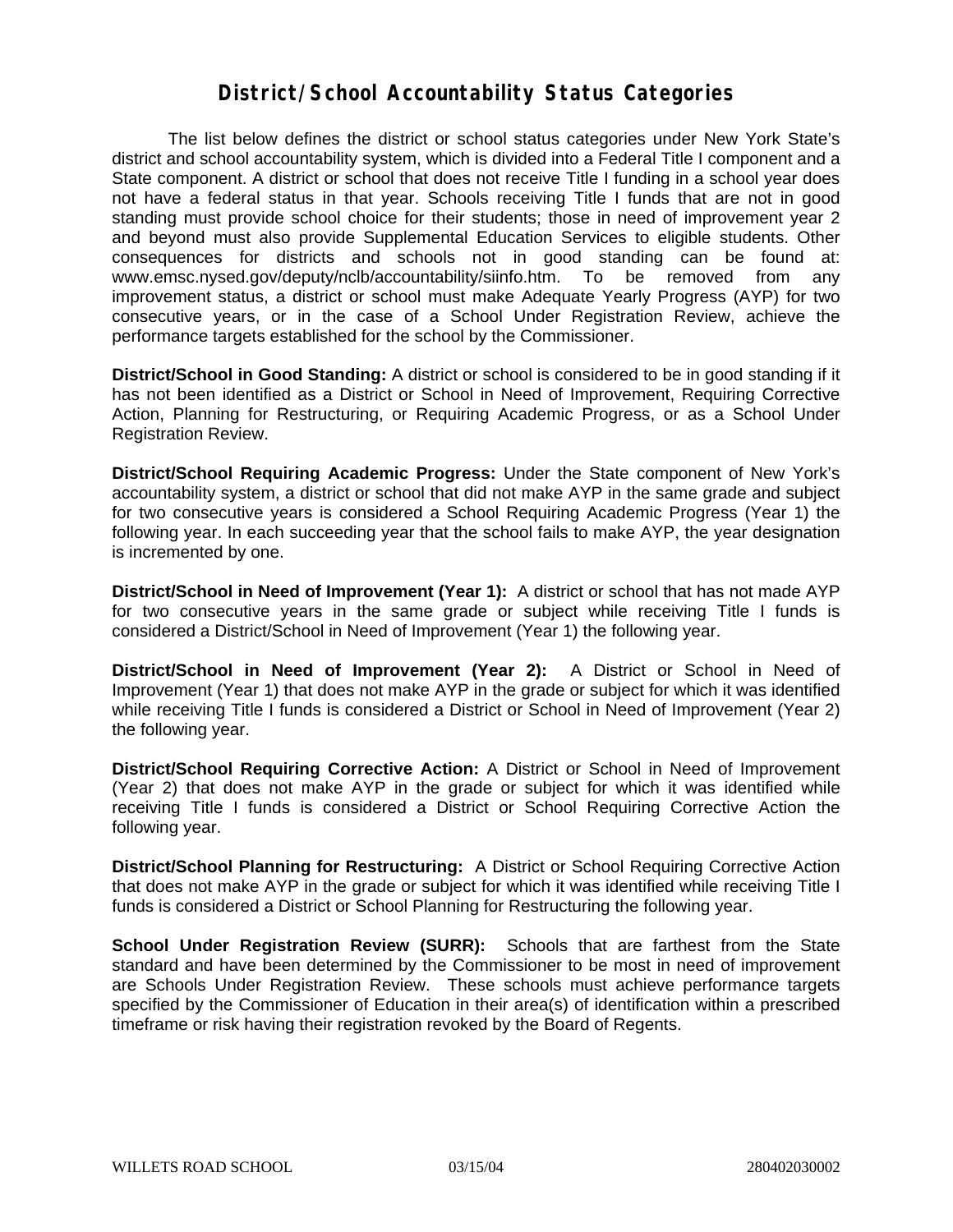# District/School Accountability Status Categories

The list below defines the district or school status categories under New York State's district and school accountability system, which is divided into a Federal Title I component and a State component. A district or school that does not receive Title I funding in a school year does not have a federal status in that year. Schools receiving Title I funds that are not in good standing must provide school choice for their students; those in need of improvement year 2 and beyond must also provide Supplemental Education Services to eligible students. Other consequences for districts and schools not in good standing can be found at: www.emsc.nysed.gov/deputy/nclb/accountability/siinfo.htm. To be removed from any improvement status, a district or school must make Adequate Yearly Progress (AYP) for two consecutive years, or in the case of a School Under Registration Review, achieve the performance targets established for the school by the Commissioner.

**District/School in Good Standing:** A district or school is considered to be in good standing if it has not been identified as a District or School in Need of Improvement, Requiring Corrective Action, Planning for Restructuring, or Requiring Academic Progress, or as a School Under Registration Review.

**District/School Requiring Academic Progress:** Under the State component of New York's accountability system, a district or school that did not make AYP in the same grade and subject for two consecutive years is considered a School Requiring Academic Progress (Year 1) the following year. In each succeeding year that the school fails to make AYP, the year designation is incremented by one.

**District/School in Need of Improvement (Year 1):** A district or school that has not made AYP for two consecutive years in the same grade or subject while receiving Title I funds is considered a District/School in Need of Improvement (Year 1) the following year.

**District/School in Need of Improvement (Year 2):** A District or School in Need of Improvement (Year 1) that does not make AYP in the grade or subject for which it was identified while receiving Title I funds is considered a District or School in Need of Improvement (Year 2) the following year.

**District/School Requiring Corrective Action:** A District or School in Need of Improvement (Year 2) that does not make AYP in the grade or subject for which it was identified while receiving Title I funds is considered a District or School Requiring Corrective Action the following year.

**District/School Planning for Restructuring:** A District or School Requiring Corrective Action that does not make AYP in the grade or subject for which it was identified while receiving Title I funds is considered a District or School Planning for Restructuring the following year.

**School Under Registration Review (SURR):** Schools that are farthest from the State standard and have been determined by the Commissioner to be most in need of improvement are Schools Under Registration Review. These schools must achieve performance targets specified by the Commissioner of Education in their area(s) of identification within a prescribed timeframe or risk having their registration revoked by the Board of Regents.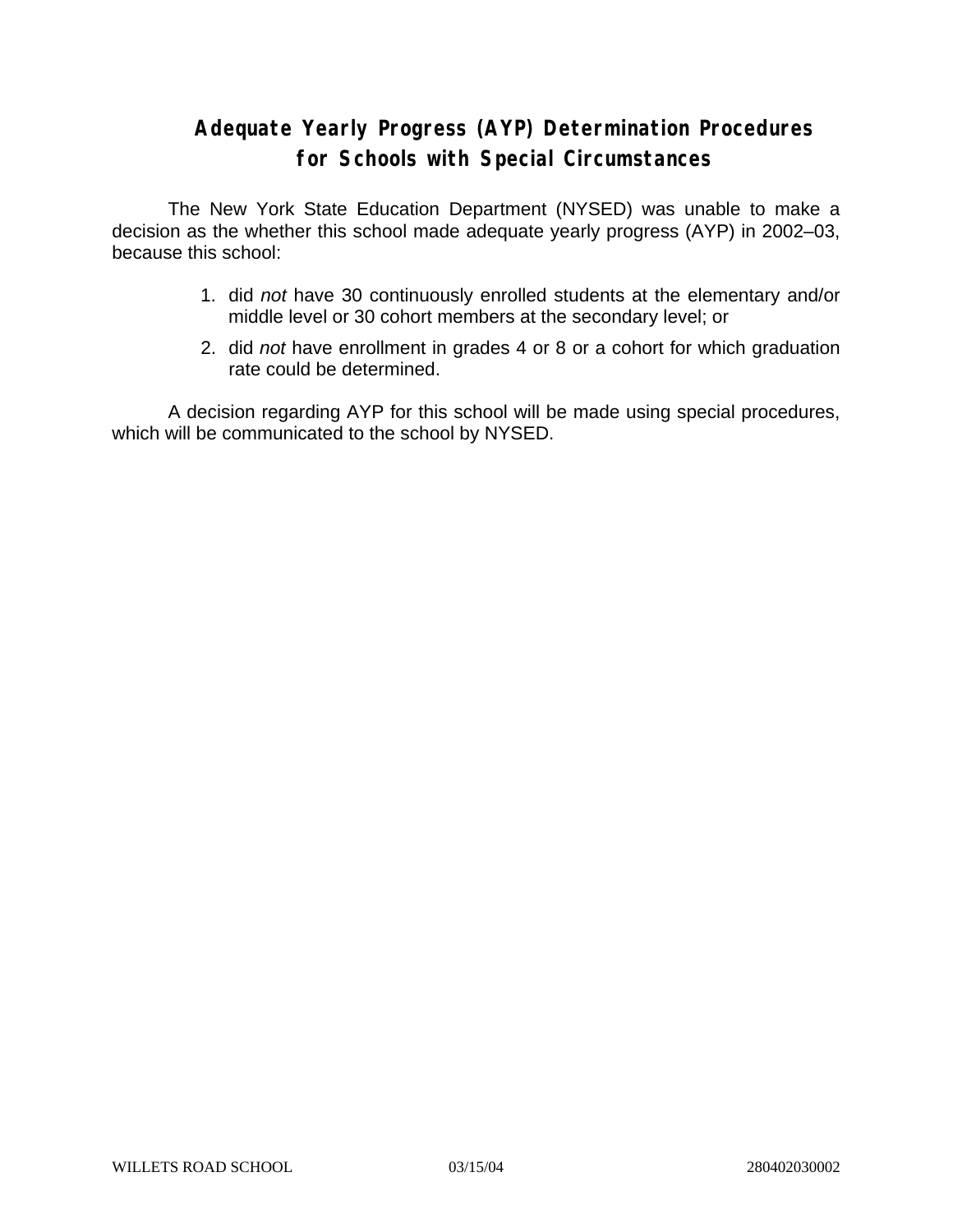# Adequate Yearly Progress (AYP) Determination Procedures for Schools with Special Circumstances

The New York State Education Department (NYSED) was unable to make a decision as the whether this school made adequate yearly progress (AYP) in 2002–03, because this school:

1. did *not* have 30 continuously enrolled students at the elementary and/or middle level or 30 cohort members at the secondary level; or
2. did *not* have enrollment in grades 4 or 8 or a cohort for which graduation rate could be determined.

A decision regarding AYP for this school will be made using special procedures, which will be communicated to the school by NYSED.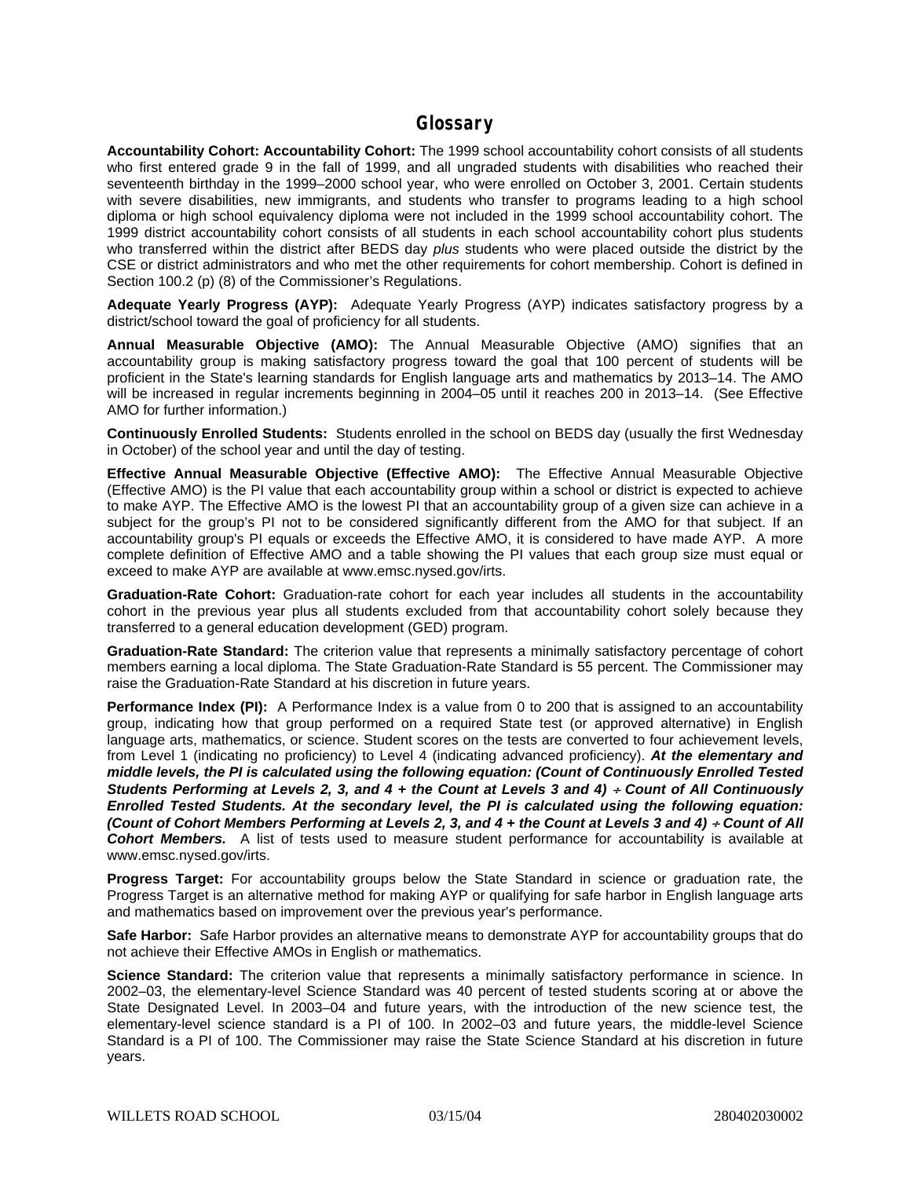# Glossary

**Accountability Cohort: Accountability Cohort:** The 1999 school accountability cohort consists of all students who first entered grade 9 in the fall of 1999, and all ungraded students with disabilities who reached their seventeenth birthday in the 1999–2000 school year, who were enrolled on October 3, 2001. Certain students with severe disabilities, new immigrants, and students who transfer to programs leading to a high school diploma or high school equivalency diploma were not included in the 1999 school accountability cohort. The 1999 district accountability cohort consists of all students in each school accountability cohort plus students who transferred within the district after BEDS day *plus* students who were placed outside the district by the CSE or district administrators and who met the other requirements for cohort membership. Cohort is defined in Section 100.2 (p) (8) of the Commissioner's Regulations.

**Adequate Yearly Progress (AYP):** Adequate Yearly Progress (AYP) indicates satisfactory progress by a district/school toward the goal of proficiency for all students.

**Annual Measurable Objective (AMO):** The Annual Measurable Objective (AMO) signifies that an accountability group is making satisfactory progress toward the goal that 100 percent of students will be proficient in the State's learning standards for English language arts and mathematics by 2013–14. The AMO will be increased in regular increments beginning in 2004–05 until it reaches 200 in 2013–14. (See Effective AMO for further information.)

**Continuously Enrolled Students:** Students enrolled in the school on BEDS day (usually the first Wednesday in October) of the school year and until the day of testing.

**Effective Annual Measurable Objective (Effective AMO):** The Effective Annual Measurable Objective (Effective AMO) is the PI value that each accountability group within a school or district is expected to achieve to make AYP. The Effective AMO is the lowest PI that an accountability group of a given size can achieve in a subject for the group's PI not to be considered significantly different from the AMO for that subject. If an accountability group's PI equals or exceeds the Effective AMO, it is considered to have made AYP. A more complete definition of Effective AMO and a table showing the PI values that each group size must equal or exceed to make AYP are available at www.emsc.nysed.gov/irts.

**Graduation-Rate Cohort:** Graduation-rate cohort for each year includes all students in the accountability cohort in the previous year plus all students excluded from that accountability cohort solely because they transferred to a general education development (GED) program.

**Graduation-Rate Standard:** The criterion value that represents a minimally satisfactory percentage of cohort members earning a local diploma. The State Graduation-Rate Standard is 55 percent. The Commissioner may raise the Graduation-Rate Standard at his discretion in future years.

**Performance Index (PI):** A Performance Index is a value from 0 to 200 that is assigned to an accountability group, indicating how that group performed on a required State test (or approved alternative) in English language arts, mathematics, or science. Student scores on the tests are converted to four achievement levels, from Level 1 (indicating no proficiency) to Level 4 (indicating advanced proficiency). ***At the elementary and middle levels, the PI is calculated using the following equation: (Count of Continuously Enrolled Tested Students Performing at Levels 2, 3, and 4 + the Count at Levels 3 and 4) ÷ Count of All Continuously Enrolled Tested Students. At the secondary level, the PI is calculated using the following equation: (Count of Cohort Members Performing at Levels 2, 3, and 4 + the Count at Levels 3 and 4) ÷ Count of All Cohort Members.*** A list of tests used to measure student performance for accountability is available at www.emsc.nysed.gov/irts.

**Progress Target:** For accountability groups below the State Standard in science or graduation rate, the Progress Target is an alternative method for making AYP or qualifying for safe harbor in English language arts and mathematics based on improvement over the previous year's performance.

**Safe Harbor:** Safe Harbor provides an alternative means to demonstrate AYP for accountability groups that do not achieve their Effective AMOs in English or mathematics.

**Science Standard:** The criterion value that represents a minimally satisfactory performance in science. In 2002–03, the elementary-level Science Standard was 40 percent of tested students scoring at or above the State Designated Level. In 2003–04 and future years, with the introduction of the new science test, the elementary-level science standard is a PI of 100. In 2002–03 and future years, the middle-level Science Standard is a PI of 100. The Commissioner may raise the State Science Standard at his discretion in future years.